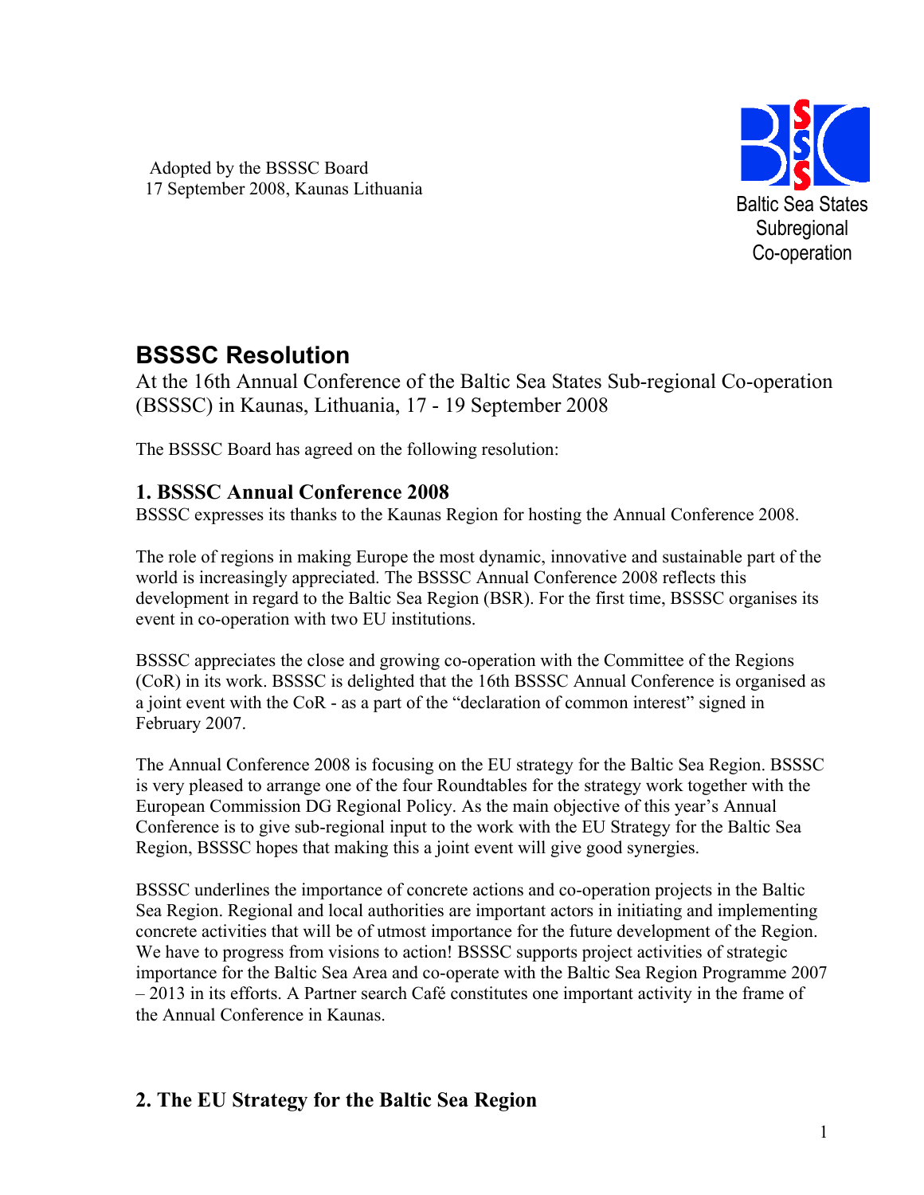Adopted by the BSSSC Board
17 September 2008, Kaunas Lithuania

Baltic Sea States
Subregional
Co-operation

# BSSSC Resolution

At the 16th Annual Conference of the Baltic Sea States Sub-regional Co-operation (BSSSC) in Kaunas, Lithuania, 17 - 19 September 2008

The BSSSC Board has agreed on the following resolution:

## 1. BSSSC Annual Conference 2008

BSSSC expresses its thanks to the Kaunas Region for hosting the Annual Conference 2008.

The role of regions in making Europe the most dynamic, innovative and sustainable part of the world is increasingly appreciated. The BSSSC Annual Conference 2008 reflects this development in regard to the Baltic Sea Region (BSR). For the first time, BSSSC organises its event in co-operation with two EU institutions.

BSSSC appreciates the close and growing co-operation with the Committee of the Regions (CoR) in its work. BSSSC is delighted that the 16th BSSSC Annual Conference is organised as a joint event with the CoR - as a part of the “declaration of common interest” signed in February 2007.

The Annual Conference 2008 is focusing on the EU strategy for the Baltic Sea Region. BSSSC is very pleased to arrange one of the four Roundtables for the strategy work together with the European Commission DG Regional Policy. As the main objective of this year’s Annual Conference is to give sub-regional input to the work with the EU Strategy for the Baltic Sea Region, BSSSC hopes that making this a joint event will give good synergies.

BSSSC underlines the importance of concrete actions and co-operation projects in the Baltic Sea Region. Regional and local authorities are important actors in initiating and implementing concrete activities that will be of utmost importance for the future development of the Region. We have to progress from visions to action! BSSSC supports project activities of strategic importance for the Baltic Sea Area and co-operate with the Baltic Sea Region Programme 2007 – 2013 in its efforts. A Partner search Café constitutes one important activity in the frame of the Annual Conference in Kaunas.

## 2. The EU Strategy for the Baltic Sea Region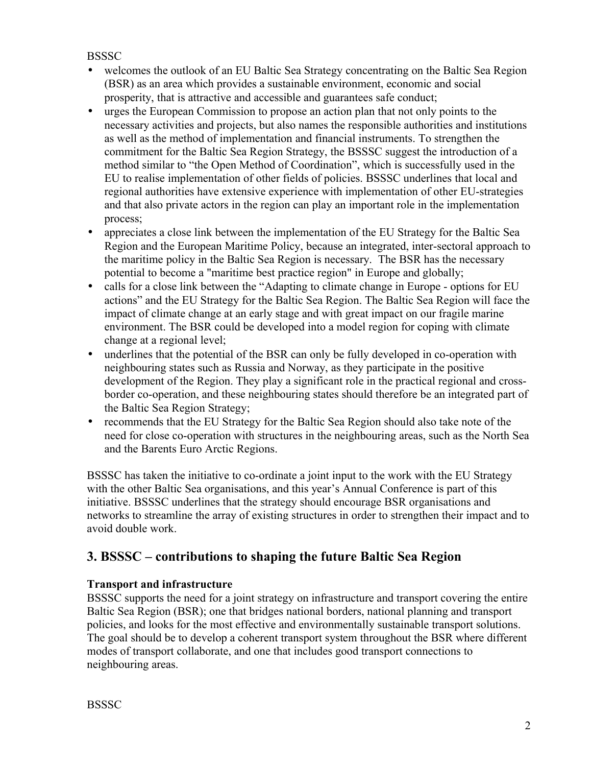BSSSC

- welcomes the outlook of an EU Baltic Sea Strategy concentrating on the Baltic Sea Region (BSR) as an area which provides a sustainable environment, economic and social prosperity, that is attractive and accessible and guarantees safe conduct;
- urges the European Commission to propose an action plan that not only points to the necessary activities and projects, but also names the responsible authorities and institutions as well as the method of implementation and financial instruments. To strengthen the commitment for the Baltic Sea Region Strategy, the BSSSC suggest the introduction of a method similar to "the Open Method of Coordination", which is successfully used in the EU to realise implementation of other fields of policies. BSSSC underlines that local and regional authorities have extensive experience with implementation of other EU-strategies and that also private actors in the region can play an important role in the implementation process;
- appreciates a close link between the implementation of the EU Strategy for the Baltic Sea Region and the European Maritime Policy, because an integrated, inter-sectoral approach to the maritime policy in the Baltic Sea Region is necessary. The BSR has the necessary potential to become a "maritime best practice region" in Europe and globally;
- calls for a close link between the "Adapting to climate change in Europe - options for EU actions" and the EU Strategy for the Baltic Sea Region. The Baltic Sea Region will face the impact of climate change at an early stage and with great impact on our fragile marine environment. The BSR could be developed into a model region for coping with climate change at a regional level;
- underlines that the potential of the BSR can only be fully developed in co-operation with neighbouring states such as Russia and Norway, as they participate in the positive development of the Region. They play a significant role in the practical regional and cross-border co-operation, and these neighbouring states should therefore be an integrated part of the Baltic Sea Region Strategy;
- recommends that the EU Strategy for the Baltic Sea Region should also take note of the need for close co-operation with structures in the neighbouring areas, such as the North Sea and the Barents Euro Arctic Regions.

BSSSC has taken the initiative to co-ordinate a joint input to the work with the EU Strategy with the other Baltic Sea organisations, and this year's Annual Conference is part of this initiative. BSSSC underlines that the strategy should encourage BSR organisations and networks to streamline the array of existing structures in order to strengthen their impact and to avoid double work.

## 3. BSSSC – contributions to shaping the future Baltic Sea Region

**Transport and infrastructure**

BSSSC supports the need for a joint strategy on infrastructure and transport covering the entire Baltic Sea Region (BSR); one that bridges national borders, national planning and transport policies, and looks for the most effective and environmentally sustainable transport solutions. The goal should be to develop a coherent transport system throughout the BSR where different modes of transport collaborate, and one that includes good transport connections to neighbouring areas.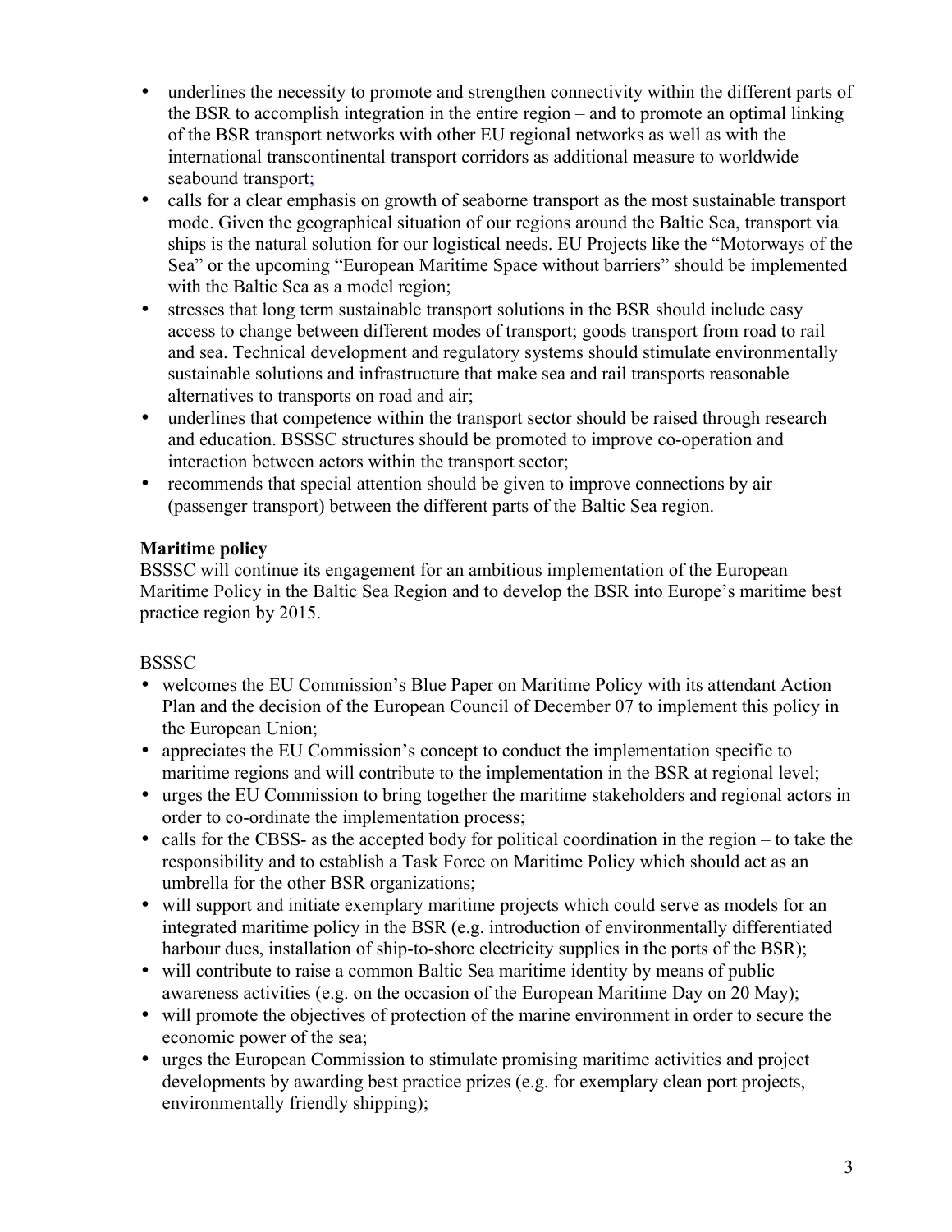- underlines the necessity to promote and strengthen connectivity within the different parts of the BSR to accomplish integration in the entire region – and to promote an optimal linking of the BSR transport networks with other EU regional networks as well as with the international transcontinental transport corridors as additional measure to worldwide seabound transport;
- calls for a clear emphasis on growth of seaborne transport as the most sustainable transport mode. Given the geographical situation of our regions around the Baltic Sea, transport via ships is the natural solution for our logistical needs. EU Projects like the "Motorways of the Sea" or the upcoming "European Maritime Space without barriers" should be implemented with the Baltic Sea as a model region;
- stresses that long term sustainable transport solutions in the BSR should include easy access to change between different modes of transport; goods transport from road to rail and sea. Technical development and regulatory systems should stimulate environmentally sustainable solutions and infrastructure that make sea and rail transports reasonable alternatives to transports on road and air;
- underlines that competence within the transport sector should be raised through research and education. BSSSC structures should be promoted to improve co-operation and interaction between actors within the transport sector;
- recommends that special attention should be given to improve connections by air (passenger transport) between the different parts of the Baltic Sea region.

**Maritime policy**

BSSSC will continue its engagement for an ambitious implementation of the European Maritime Policy in the Baltic Sea Region and to develop the BSR into Europe's maritime best practice region by 2015.

BSSSC

- welcomes the EU Commission's Blue Paper on Maritime Policy with its attendant Action Plan and the decision of the European Council of December 07 to implement this policy in the European Union;
- appreciates the EU Commission's concept to conduct the implementation specific to maritime regions and will contribute to the implementation in the BSR at regional level;
- urges the EU Commission to bring together the maritime stakeholders and regional actors in order to co-ordinate the implementation process;
- calls for the CBSS- as the accepted body for political coordination in the region – to take the responsibility and to establish a Task Force on Maritime Policy which should act as an umbrella for the other BSR organizations;
- will support and initiate exemplary maritime projects which could serve as models for an integrated maritime policy in the BSR (e.g. introduction of environmentally differentiated harbour dues, installation of ship-to-shore electricity supplies in the ports of the BSR);
- will contribute to raise a common Baltic Sea maritime identity by means of public awareness activities (e.g. on the occasion of the European Maritime Day on 20 May);
- will promote the objectives of protection of the marine environment in order to secure the economic power of the sea;
- urges the European Commission to stimulate promising maritime activities and project developments by awarding best practice prizes (e.g. for exemplary clean port projects, environmentally friendly shipping);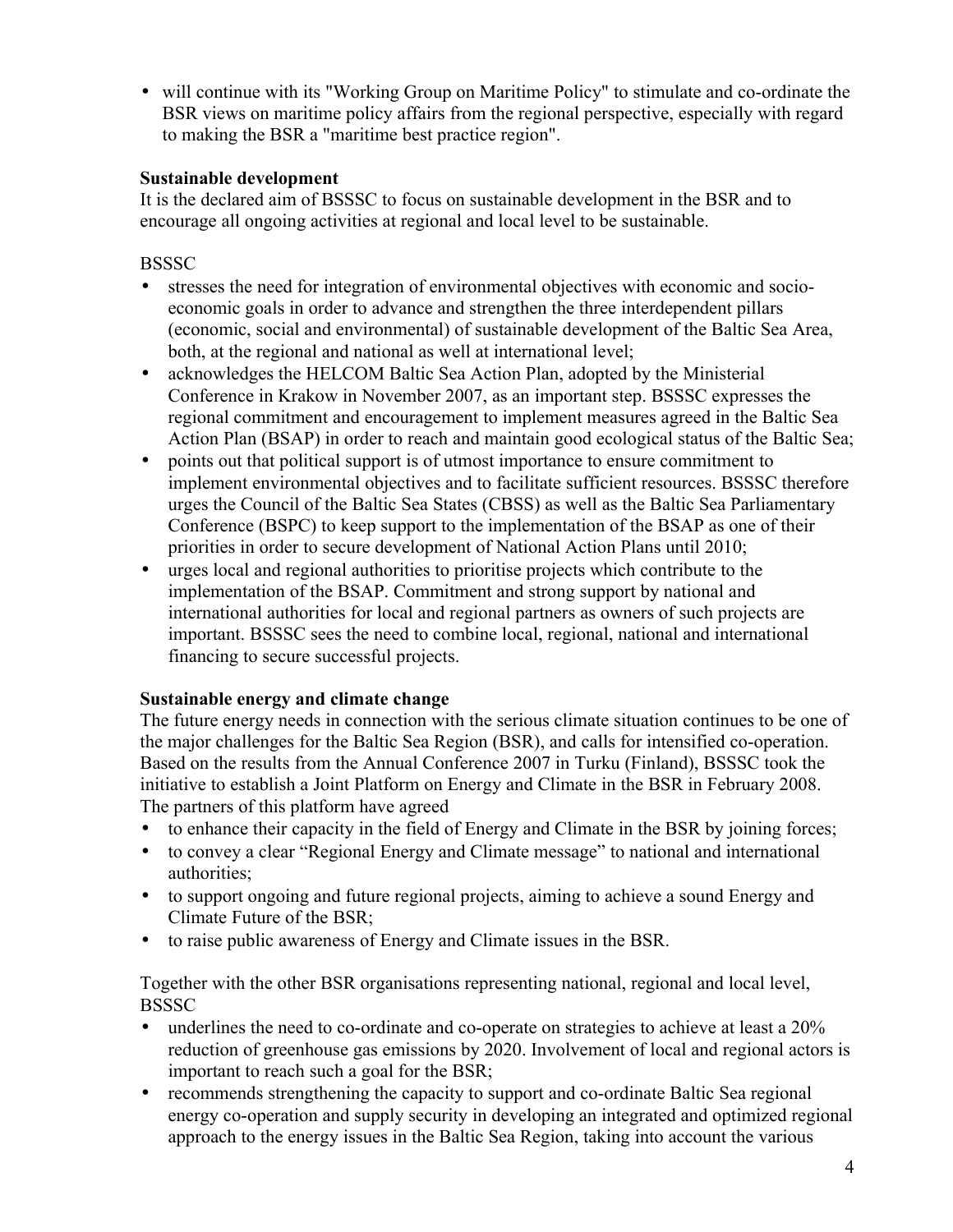- will continue with its "Working Group on Maritime Policy" to stimulate and co-ordinate the BSR views on maritime policy affairs from the regional perspective, especially with regard to making the BSR a "maritime best practice region".

**Sustainable development**

It is the declared aim of BSSSC to focus on sustainable development in the BSR and to encourage all ongoing activities at regional and local level to be sustainable.

BSSSC

- stresses the need for integration of environmental objectives with economic and socio-economic goals in order to advance and strengthen the three interdependent pillars (economic, social and environmental) of sustainable development of the Baltic Sea Area, both, at the regional and national as well at international level;
- acknowledges the HELCOM Baltic Sea Action Plan, adopted by the Ministerial Conference in Krakow in November 2007, as an important step. BSSSC expresses the regional commitment and encouragement to implement measures agreed in the Baltic Sea Action Plan (BSAP) in order to reach and maintain good ecological status of the Baltic Sea;
- points out that political support is of utmost importance to ensure commitment to implement environmental objectives and to facilitate sufficient resources. BSSSC therefore urges the Council of the Baltic Sea States (CBSS) as well as the Baltic Sea Parliamentary Conference (BSPC) to keep support to the implementation of the BSAP as one of their priorities in order to secure development of National Action Plans until 2010;
- urges local and regional authorities to prioritise projects which contribute to the implementation of the BSAP. Commitment and strong support by national and international authorities for local and regional partners as owners of such projects are important. BSSSC sees the need to combine local, regional, national and international financing to secure successful projects.

**Sustainable energy and climate change**

The future energy needs in connection with the serious climate situation continues to be one of the major challenges for the Baltic Sea Region (BSR), and calls for intensified co-operation. Based on the results from the Annual Conference 2007 in Turku (Finland), BSSSC took the initiative to establish a Joint Platform on Energy and Climate in the BSR in February 2008. The partners of this platform have agreed

- to enhance their capacity in the field of Energy and Climate in the BSR by joining forces;
- to convey a clear "Regional Energy and Climate message" to national and international authorities;
- to support ongoing and future regional projects, aiming to achieve a sound Energy and Climate Future of the BSR;
- to raise public awareness of Energy and Climate issues in the BSR.

Together with the other BSR organisations representing national, regional and local level, BSSSC

- underlines the need to co-ordinate and co-operate on strategies to achieve at least a 20% reduction of greenhouse gas emissions by 2020. Involvement of local and regional actors is important to reach such a goal for the BSR;
- recommends strengthening the capacity to support and co-ordinate Baltic Sea regional energy co-operation and supply security in developing an integrated and optimized regional approach to the energy issues in the Baltic Sea Region, taking into account the various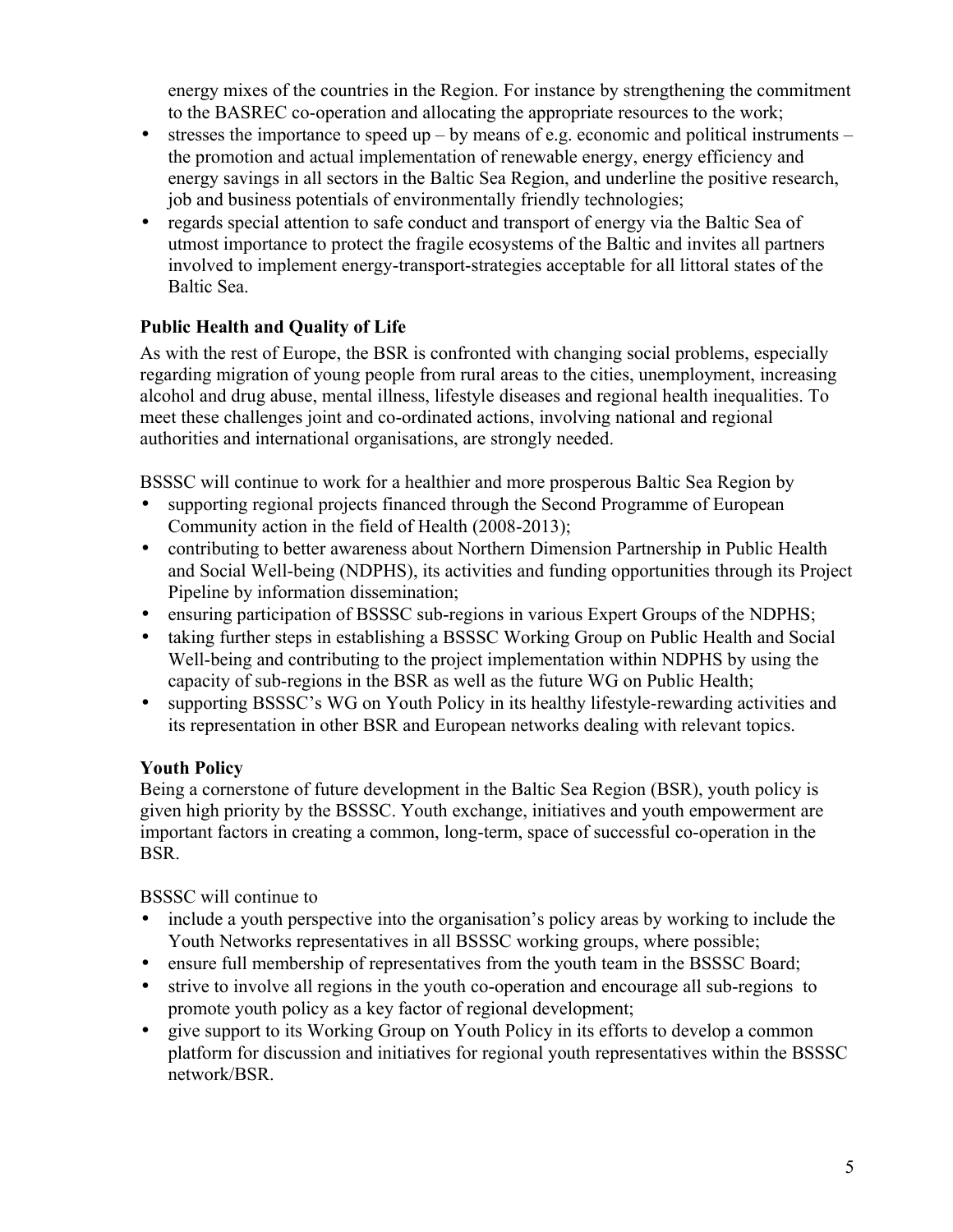energy mixes of the countries in the Region. For instance by strengthening the commitment to the BASREC co-operation and allocating the appropriate resources to the work;

- stresses the importance to speed up – by means of e.g. economic and political instruments – the promotion and actual implementation of renewable energy, energy efficiency and energy savings in all sectors in the Baltic Sea Region, and underline the positive research, job and business potentials of environmentally friendly technologies;
- regards special attention to safe conduct and transport of energy via the Baltic Sea of utmost importance to protect the fragile ecosystems of the Baltic and invites all partners involved to implement energy-transport-strategies acceptable for all littoral states of the Baltic Sea.

### Public Health and Quality of Life

As with the rest of Europe, the BSR is confronted with changing social problems, especially regarding migration of young people from rural areas to the cities, unemployment, increasing alcohol and drug abuse, mental illness, lifestyle diseases and regional health inequalities. To meet these challenges joint and co-ordinated actions, involving national and regional authorities and international organisations, are strongly needed.

BSSSC will continue to work for a healthier and more prosperous Baltic Sea Region by

- supporting regional projects financed through the Second Programme of European Community action in the field of Health (2008-2013);
- contributing to better awareness about Northern Dimension Partnership in Public Health and Social Well-being (NDPHS), its activities and funding opportunities through its Project Pipeline by information dissemination;
- ensuring participation of BSSSC sub-regions in various Expert Groups of the NDPHS;
- taking further steps in establishing a BSSSC Working Group on Public Health and Social Well-being and contributing to the project implementation within NDPHS by using the capacity of sub-regions in the BSR as well as the future WG on Public Health;
- supporting BSSSC's WG on Youth Policy in its healthy lifestyle-rewarding activities and its representation in other BSR and European networks dealing with relevant topics.

### Youth Policy

Being a cornerstone of future development in the Baltic Sea Region (BSR), youth policy is given high priority by the BSSSC. Youth exchange, initiatives and youth empowerment are important factors in creating a common, long-term, space of successful co-operation in the BSR.

BSSSC will continue to

- include a youth perspective into the organisation's policy areas by working to include the Youth Networks representatives in all BSSSC working groups, where possible;
- ensure full membership of representatives from the youth team in the BSSSC Board;
- strive to involve all regions in the youth co-operation and encourage all sub-regions to promote youth policy as a key factor of regional development;
- give support to its Working Group on Youth Policy in its efforts to develop a common platform for discussion and initiatives for regional youth representatives within the BSSSC network/BSR.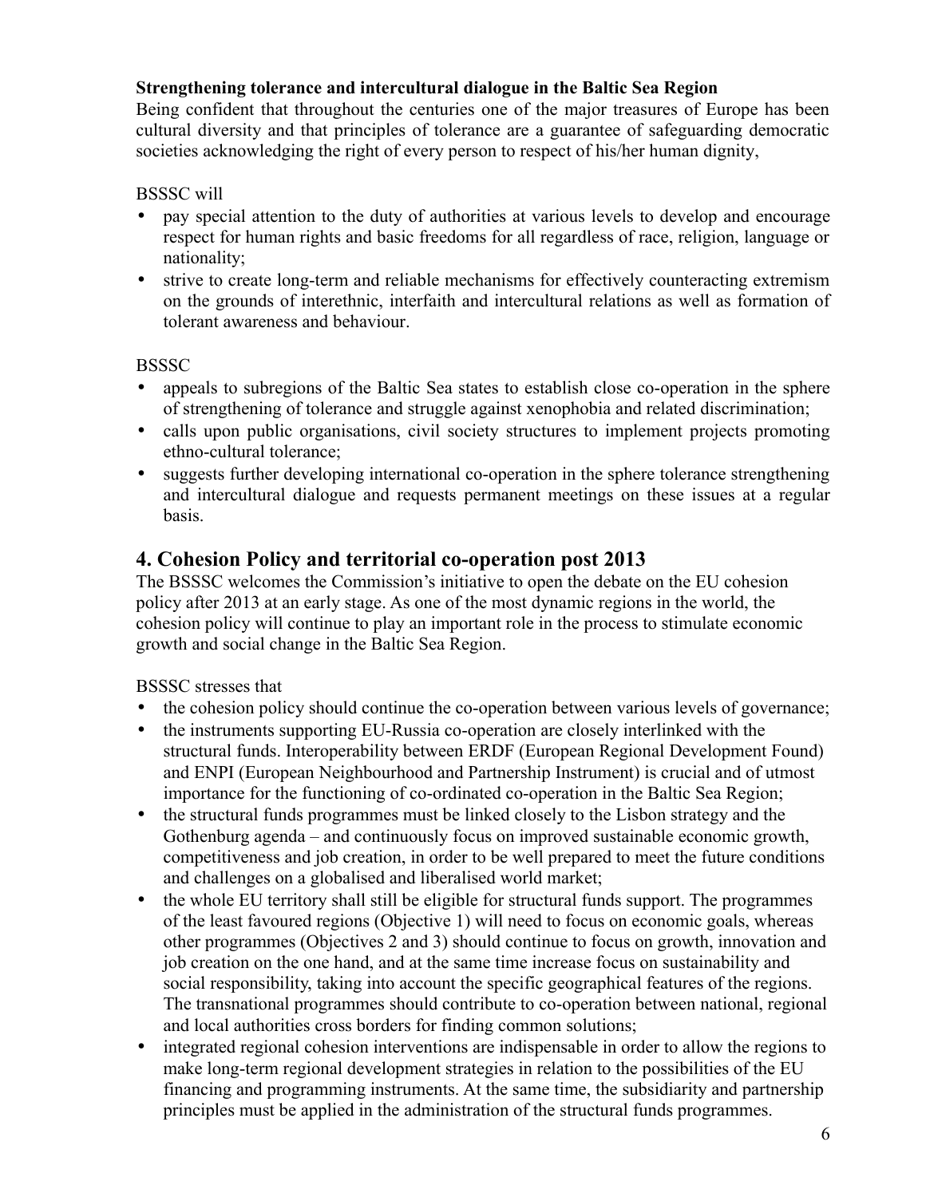**Strengthening tolerance and intercultural dialogue in the Baltic Sea Region**

Being confident that throughout the centuries one of the major treasures of Europe has been cultural diversity and that principles of tolerance are a guarantee of safeguarding democratic societies acknowledging the right of every person to respect of his/her human dignity,

BSSSC will

- pay special attention to the duty of authorities at various levels to develop and encourage respect for human rights and basic freedoms for all regardless of race, religion, language or nationality;
- strive to create long-term and reliable mechanisms for effectively counteracting extremism on the grounds of interethnic, interfaith and intercultural relations as well as formation of tolerant awareness and behaviour.

BSSSC

- appeals to subregions of the Baltic Sea states to establish close co-operation in the sphere of strengthening of tolerance and struggle against xenophobia and related discrimination;
- calls upon public organisations, civil society structures to implement projects promoting ethno-cultural tolerance;
- suggests further developing international co-operation in the sphere tolerance strengthening and intercultural dialogue and requests permanent meetings on these issues at a regular basis.

## 4. Cohesion Policy and territorial co-operation post 2013

The BSSSC welcomes the Commission's initiative to open the debate on the EU cohesion policy after 2013 at an early stage. As one of the most dynamic regions in the world, the cohesion policy will continue to play an important role in the process to stimulate economic growth and social change in the Baltic Sea Region.

BSSSC stresses that

- the cohesion policy should continue the co-operation between various levels of governance;
- the instruments supporting EU-Russia co-operation are closely interlinked with the structural funds. Interoperability between ERDF (European Regional Development Found) and ENPI (European Neighbourhood and Partnership Instrument) is crucial and of utmost importance for the functioning of co-ordinated co-operation in the Baltic Sea Region;
- the structural funds programmes must be linked closely to the Lisbon strategy and the Gothenburg agenda – and continuously focus on improved sustainable economic growth, competitiveness and job creation, in order to be well prepared to meet the future conditions and challenges on a globalised and liberalised world market;
- the whole EU territory shall still be eligible for structural funds support. The programmes of the least favoured regions (Objective 1) will need to focus on economic goals, whereas other programmes (Objectives 2 and 3) should continue to focus on growth, innovation and job creation on the one hand, and at the same time increase focus on sustainability and social responsibility, taking into account the specific geographical features of the regions. The transnational programmes should contribute to co-operation between national, regional and local authorities cross borders for finding common solutions;
- integrated regional cohesion interventions are indispensable in order to allow the regions to make long-term regional development strategies in relation to the possibilities of the EU financing and programming instruments. At the same time, the subsidiarity and partnership principles must be applied in the administration of the structural funds programmes.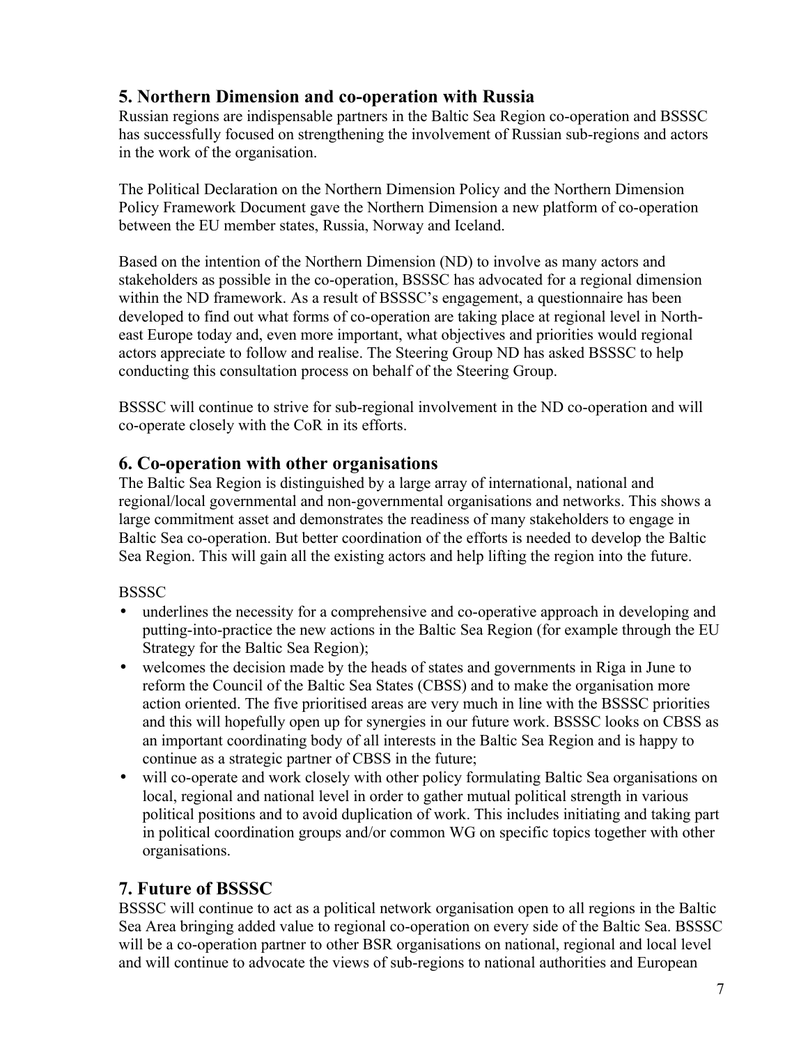## 5. Northern Dimension and co-operation with Russia

Russian regions are indispensable partners in the Baltic Sea Region co-operation and BSSSC has successfully focused on strengthening the involvement of Russian sub-regions and actors in the work of the organisation.

The Political Declaration on the Northern Dimension Policy and the Northern Dimension Policy Framework Document gave the Northern Dimension a new platform of co-operation between the EU member states, Russia, Norway and Iceland.

Based on the intention of the Northern Dimension (ND) to involve as many actors and stakeholders as possible in the co-operation, BSSSC has advocated for a regional dimension within the ND framework. As a result of BSSSC's engagement, a questionnaire has been developed to find out what forms of co-operation are taking place at regional level in North-east Europe today and, even more important, what objectives and priorities would regional actors appreciate to follow and realise. The Steering Group ND has asked BSSSC to help conducting this consultation process on behalf of the Steering Group.

BSSSC will continue to strive for sub-regional involvement in the ND co-operation and will co-operate closely with the CoR in its efforts.

## 6. Co-operation with other organisations

The Baltic Sea Region is distinguished by a large array of international, national and regional/local governmental and non-governmental organisations and networks. This shows a large commitment asset and demonstrates the readiness of many stakeholders to engage in Baltic Sea co-operation. But better coordination of the efforts is needed to develop the Baltic Sea Region. This will gain all the existing actors and help lifting the region into the future.

BSSSC

- underlines the necessity for a comprehensive and co-operative approach in developing and putting-into-practice the new actions in the Baltic Sea Region (for example through the EU Strategy for the Baltic Sea Region);
- welcomes the decision made by the heads of states and governments in Riga in June to reform the Council of the Baltic Sea States (CBSS) and to make the organisation more action oriented. The five prioritised areas are very much in line with the BSSSC priorities and this will hopefully open up for synergies in our future work. BSSSC looks on CBSS as an important coordinating body of all interests in the Baltic Sea Region and is happy to continue as a strategic partner of CBSS in the future;
- will co-operate and work closely with other policy formulating Baltic Sea organisations on local, regional and national level in order to gather mutual political strength in various political positions and to avoid duplication of work. This includes initiating and taking part in political coordination groups and/or common WG on specific topics together with other organisations.

## 7. Future of BSSSC

BSSSC will continue to act as a political network organisation open to all regions in the Baltic Sea Area bringing added value to regional co-operation on every side of the Baltic Sea. BSSSC will be a co-operation partner to other BSR organisations on national, regional and local level and will continue to advocate the views of sub-regions to national authorities and European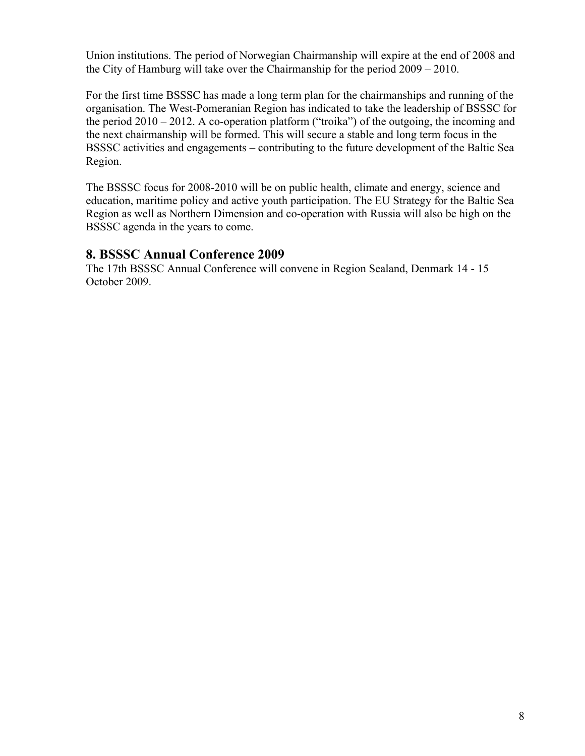Union institutions. The period of Norwegian Chairmanship will expire at the end of 2008 and the City of Hamburg will take over the Chairmanship for the period 2009 – 2010.

For the first time BSSSC has made a long term plan for the chairmanships and running of the organisation. The West-Pomeranian Region has indicated to take the leadership of BSSSC for the period 2010 – 2012. A co-operation platform ("troika") of the outgoing, the incoming and the next chairmanship will be formed. This will secure a stable and long term focus in the BSSSC activities and engagements – contributing to the future development of the Baltic Sea Region.

The BSSSC focus for 2008-2010 will be on public health, climate and energy, science and education, maritime policy and active youth participation. The EU Strategy for the Baltic Sea Region as well as Northern Dimension and co-operation with Russia will also be high on the BSSSC agenda in the years to come.

## 8. BSSSC Annual Conference 2009

The 17th BSSSC Annual Conference will convene in Region Sealand, Denmark 14 - 15 October 2009.